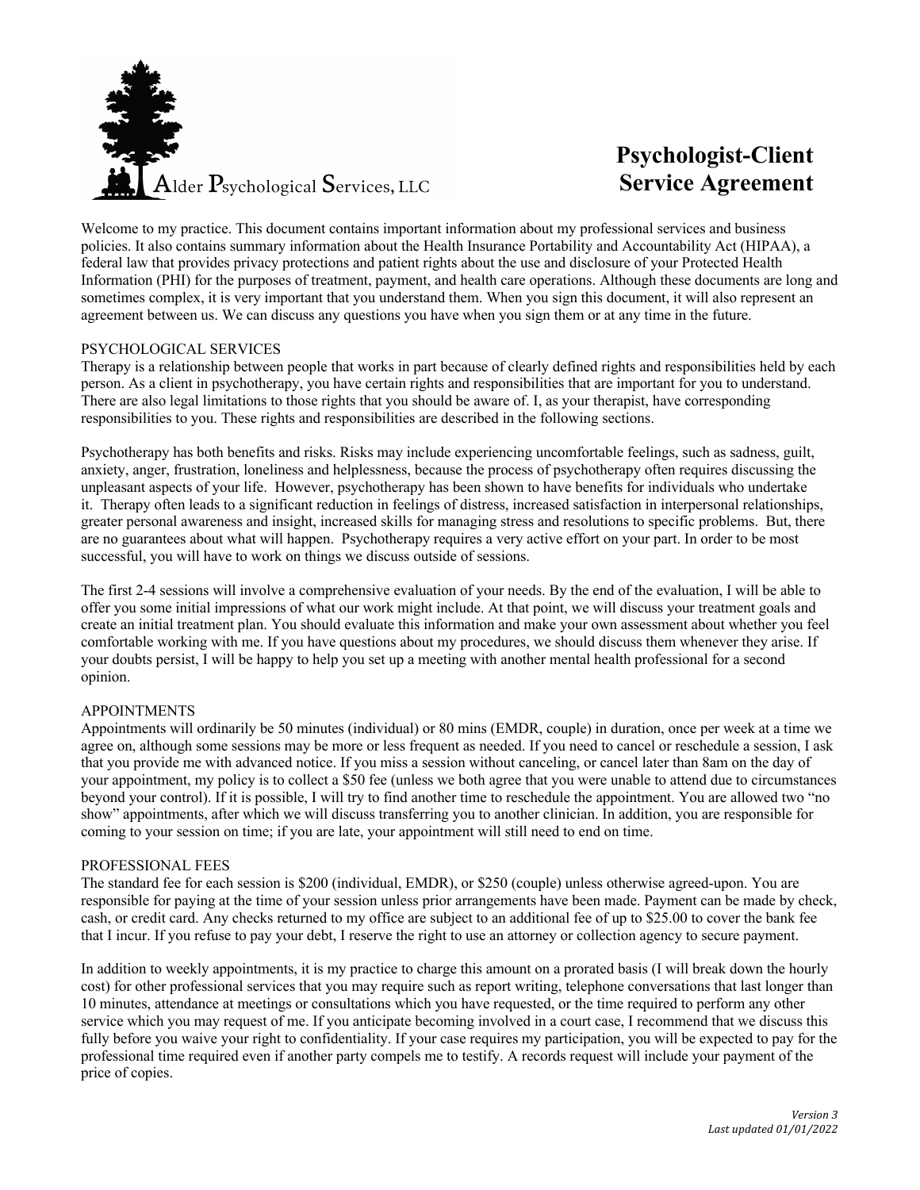Alder Psychological Services, LLC

# Psychologist-Client Service Agreement

Welcome to my practice. This document contains important information about my professional services and business policies. It also contains summary information about the Health Insurance Portability and Accountability Act (HIPAA), a federal law that provides privacy protections and patient rights about the use and disclosure of your Protected Health Information (PHI) for the purposes of treatment, payment, and health care operations. Although these documents are long and sometimes complex, it is very important that you understand them. When you sign this document, it will also represent an agreement between us. We can discuss any questions you have when you sign them or at any time in the future.

## PSYCHOLOGICAL SERVICES

Therapy is a relationship between people that works in part because of clearly defined rights and responsibilities held by each person. As a client in psychotherapy, you have certain rights and responsibilities that are important for you to understand. There are also legal limitations to those rights that you should be aware of. I, as your therapist, have corresponding responsibilities to you. These rights and responsibilities are described in the following sections.

Psychotherapy has both benefits and risks. Risks may include experiencing uncomfortable feelings, such as sadness, guilt, anxiety, anger, frustration, loneliness and helplessness, because the process of psychotherapy often requires discussing the unpleasant aspects of your life. However, psychotherapy has been shown to have benefits for individuals who undertake it. Therapy often leads to a significant reduction in feelings of distress, increased satisfaction in interpersonal relationships, greater personal awareness and insight, increased skills for managing stress and resolutions to specific problems. But, there are no guarantees about what will happen. Psychotherapy requires a very active effort on your part. In order to be most successful, you will have to work on things we discuss outside of sessions.

The first 2-4 sessions will involve a comprehensive evaluation of your needs. By the end of the evaluation, I will be able to offer you some initial impressions of what our work might include. At that point, we will discuss your treatment goals and create an initial treatment plan. You should evaluate this information and make your own assessment about whether you feel comfortable working with me. If you have questions about my procedures, we should discuss them whenever they arise. If your doubts persist, I will be happy to help you set up a meeting with another mental health professional for a second opinion.

## APPOINTMENTS

Appointments will ordinarily be 50 minutes (individual) or 80 mins (EMDR, couple) in duration, once per week at a time we agree on, although some sessions may be more or less frequent as needed. If you need to cancel or reschedule a session, I ask that you provide me with advanced notice. If you miss a session without canceling, or cancel later than 8am on the day of your appointment, my policy is to collect a $50 fee (unless we both agree that you were unable to attend due to circumstances beyond your control). If it is possible, I will try to find another time to reschedule the appointment. You are allowed two "no show" appointments, after which we will discuss transferring you to another clinician. In addition, you are responsible for coming to your session on time; if you are late, your appointment will still need to end on time.

## PROFESSIONAL FEES

The standard fee for each session is $200 (individual, EMDR), or $250 (couple) unless otherwise agreed-upon. You are responsible for paying at the time of your session unless prior arrangements have been made. Payment can be made by check, cash, or credit card. Any checks returned to my office are subject to an additional fee of up to $25.00 to cover the bank fee that I incur. If you refuse to pay your debt, I reserve the right to use an attorney or collection agency to secure payment.

In addition to weekly appointments, it is my practice to charge this amount on a prorated basis (I will break down the hourly cost) for other professional services that you may require such as report writing, telephone conversations that last longer than 10 minutes, attendance at meetings or consultations which you have requested, or the time required to perform any other service which you may request of me. If you anticipate becoming involved in a court case, I recommend that we discuss this fully before you waive your right to confidentiality. If your case requires my participation, you will be expected to pay for the professional time required even if another party compels me to testify. A records request will include your payment of the price of copies.

*Version 3*
*Last updated 01/01/2022*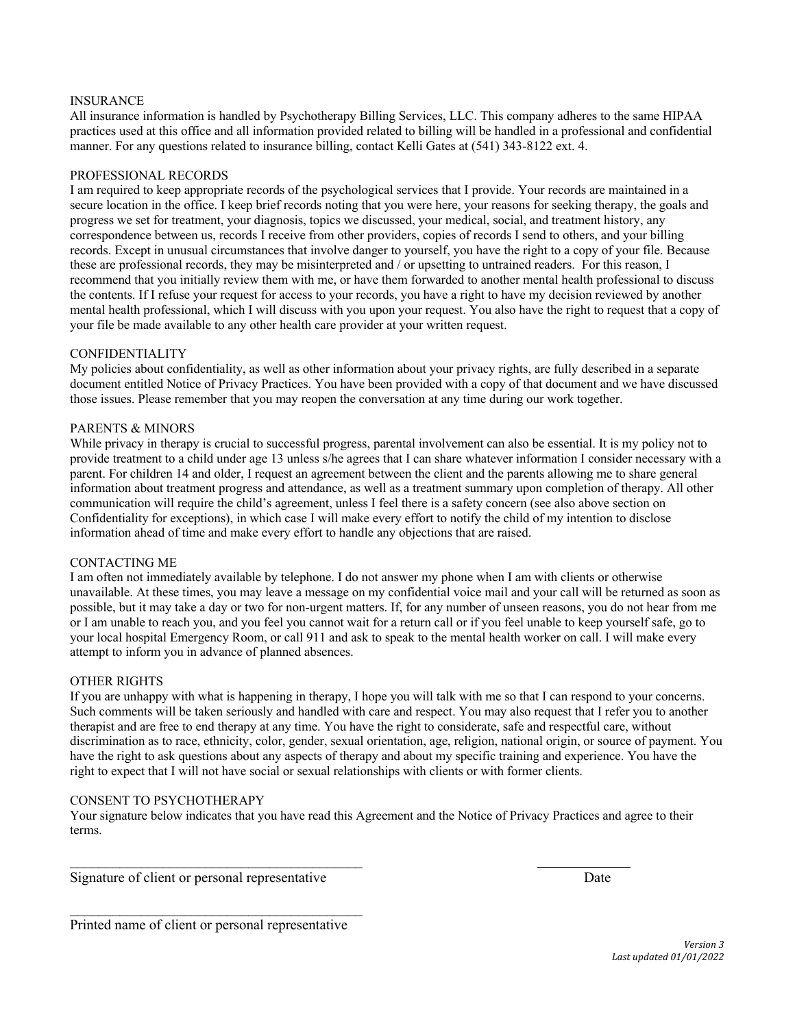## INSURANCE

All insurance information is handled by Psychotherapy Billing Services, LLC. This company adheres to the same HIPAA practices used at this office and all information provided related to billing will be handled in a professional and confidential manner. For any questions related to insurance billing, contact Kelli Gates at (541) 343-8122 ext. 4.

## PROFESSIONAL RECORDS

I am required to keep appropriate records of the psychological services that I provide. Your records are maintained in a secure location in the office. I keep brief records noting that you were here, your reasons for seeking therapy, the goals and progress we set for treatment, your diagnosis, topics we discussed, your medical, social, and treatment history, any correspondence between us, records I receive from other providers, copies of records I send to others, and your billing records. Except in unusual circumstances that involve danger to yourself, you have the right to a copy of your file. Because these are professional records, they may be misinterpreted and / or upsetting to untrained readers. For this reason, I recommend that you initially review them with me, or have them forwarded to another mental health professional to discuss the contents. If I refuse your request for access to your records, you have a right to have my decision reviewed by another mental health professional, which I will discuss with you upon your request. You also have the right to request that a copy of your file be made available to any other health care provider at your written request.

## CONFIDENTIALITY

My policies about confidentiality, as well as other information about your privacy rights, are fully described in a separate document entitled Notice of Privacy Practices. You have been provided with a copy of that document and we have discussed those issues. Please remember that you may reopen the conversation at any time during our work together.

## PARENTS & MINORS

While privacy in therapy is crucial to successful progress, parental involvement can also be essential. It is my policy not to provide treatment to a child under age 13 unless s/he agrees that I can share whatever information I consider necessary with a parent. For children 14 and older, I request an agreement between the client and the parents allowing me to share general information about treatment progress and attendance, as well as a treatment summary upon completion of therapy. All other communication will require the child's agreement, unless I feel there is a safety concern (see also above section on Confidentiality for exceptions), in which case I will make every effort to notify the child of my intention to disclose information ahead of time and make every effort to handle any objections that are raised.

## CONTACTING ME

I am often not immediately available by telephone. I do not answer my phone when I am with clients or otherwise unavailable. At these times, you may leave a message on my confidential voice mail and your call will be returned as soon as possible, but it may take a day or two for non-urgent matters. If, for any number of unseen reasons, you do not hear from me or I am unable to reach you, and you feel you cannot wait for a return call or if you feel unable to keep yourself safe, go to your local hospital Emergency Room, or call 911 and ask to speak to the mental health worker on call. I will make every attempt to inform you in advance of planned absences.

## OTHER RIGHTS

If you are unhappy with what is happening in therapy, I hope you will talk with me so that I can respond to your concerns. Such comments will be taken seriously and handled with care and respect. You may also request that I refer you to another therapist and are free to end therapy at any time. You have the right to considerate, safe and respectful care, without discrimination as to race, ethnicity, color, gender, sexual orientation, age, religion, national origin, or source of payment. You have the right to ask questions about any aspects of therapy and about my specific training and experience. You have the right to expect that I will not have social or sexual relationships with clients or with former clients.

## CONSENT TO PSYCHOTHERAPY

Your signature below indicates that you have read this Agreement and the Notice of Privacy Practices and agree to their terms.

\_\_\_\_\_\_\_\_\_\_\_\_\_\_\_\_\_\_\_\_\_\_\_\_\_\_\_\_\_\_\_\_\_\_\_\_\_\_\_\_\_\_ \_\_\_\_\_\_\_\_\_\_\_\_\_\_

Signature of client or personal representative Date

\_\_\_\_\_\_\_\_\_\_\_\_\_\_\_\_\_\_\_\_\_\_\_\_\_\_\_\_\_\_\_\_\_\_\_\_\_\_\_\_\_\_

Printed name of client or personal representative

*Version 3*
*Last updated 01/01/2022*